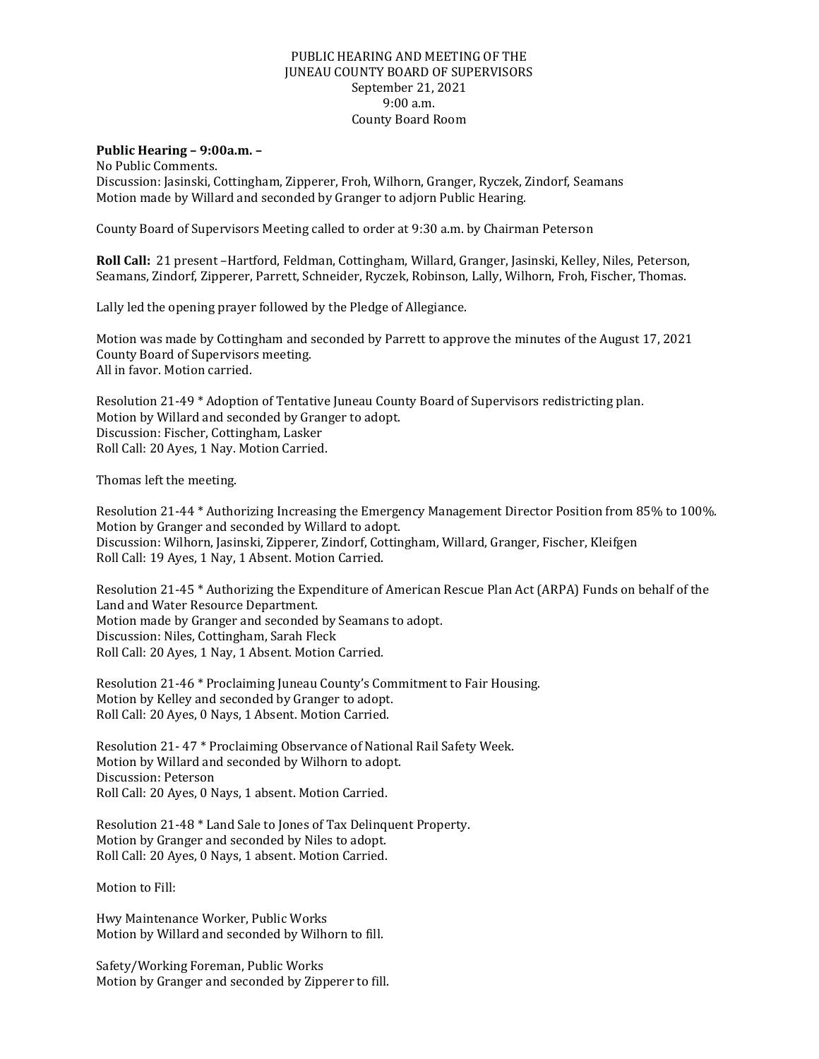PUBLIC HEARING AND MEETING OF THE
JUNEAU COUNTY BOARD OF SUPERVISORS
September 21, 2021
9:00 a.m.
County Board Room

**Public Hearing – 9:00a.m. –**
No Public Comments.
Discussion: Jasinski, Cottingham, Zipperer, Froh, Wilhorn, Granger, Ryczek, Zindorf, Seamans
Motion made by Willard and seconded by Granger to adjorn Public Hearing.

County Board of Supervisors Meeting called to order at 9:30 a.m. by Chairman Peterson

**Roll Call:** 21 present –Hartford, Feldman, Cottingham, Willard, Granger, Jasinski, Kelley, Niles, Peterson, Seamans, Zindorf, Zipperer, Parrett, Schneider, Ryczek, Robinson, Lally, Wilhorn, Froh, Fischer, Thomas.

Lally led the opening prayer followed by the Pledge of Allegiance.

Motion was made by Cottingham and seconded by Parrett to approve the minutes of the August 17, 2021 County Board of Supervisors meeting.
All in favor. Motion carried.

Resolution 21-49 * Adoption of Tentative Juneau County Board of Supervisors redistricting plan.
Motion by Willard and seconded by Granger to adopt.
Discussion: Fischer, Cottingham, Lasker
Roll Call: 20 Ayes, 1 Nay. Motion Carried.

Thomas left the meeting.

Resolution 21-44 * Authorizing Increasing the Emergency Management Director Position from 85% to 100%.
Motion by Granger and seconded by Willard to adopt.
Discussion: Wilhorn, Jasinski, Zipperer, Zindorf, Cottingham, Willard, Granger, Fischer, Kleifgen
Roll Call: 19 Ayes, 1 Nay, 1 Absent. Motion Carried.

Resolution 21-45 * Authorizing the Expenditure of American Rescue Plan Act (ARPA) Funds on behalf of the Land and Water Resource Department.
Motion made by Granger and seconded by Seamans to adopt.
Discussion: Niles, Cottingham, Sarah Fleck
Roll Call: 20 Ayes, 1 Nay, 1 Absent. Motion Carried.

Resolution 21-46 * Proclaiming Juneau County's Commitment to Fair Housing.
Motion by Kelley and seconded by Granger to adopt.
Roll Call: 20 Ayes, 0 Nays, 1 Absent. Motion Carried.

Resolution 21- 47 * Proclaiming Observance of National Rail Safety Week.
Motion by Willard and seconded by Wilhorn to adopt.
Discussion: Peterson
Roll Call: 20 Ayes, 0 Nays, 1 absent. Motion Carried.

Resolution 21-48 * Land Sale to Jones of Tax Delinquent Property.
Motion by Granger and seconded by Niles to adopt.
Roll Call: 20 Ayes, 0 Nays, 1 absent. Motion Carried.

Motion to Fill:

Hwy Maintenance Worker, Public Works
Motion by Willard and seconded by Wilhorn to fill.

Safety/Working Foreman, Public Works
Motion by Granger and seconded by Zipperer to fill.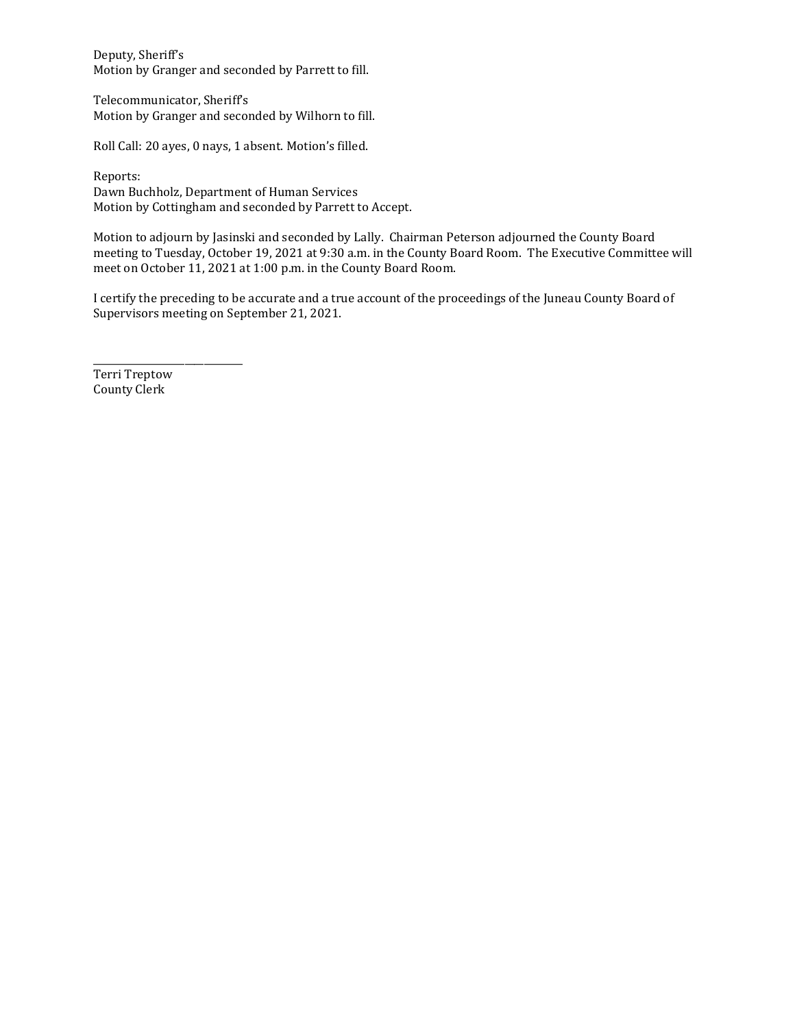Deputy, Sheriff's
Motion by Granger and seconded by Parrett to fill.

Telecommunicator, Sheriff's
Motion by Granger and seconded by Wilhorn to fill.

Roll Call: 20 ayes, 0 nays, 1 absent. Motion's filled.

Reports:
Dawn Buchholz, Department of Human Services
Motion by Cottingham and seconded by Parrett to Accept.

Motion to adjourn by Jasinski and seconded by Lally. Chairman Peterson adjourned the County Board meeting to Tuesday, October 19, 2021 at 9:30 a.m. in the County Board Room. The Executive Committee will meet on October 11, 2021 at 1:00 p.m. in the County Board Room.

I certify the preceding to be accurate and a true account of the proceedings of the Juneau County Board of Supervisors meeting on September 21, 2021.

\_\_\_\_\_\_\_\_\_\_\_\_\_\_\_\_\_\_\_\_\_\_\_\_\_\_\_\_\_\_
Terri Treptow
County Clerk